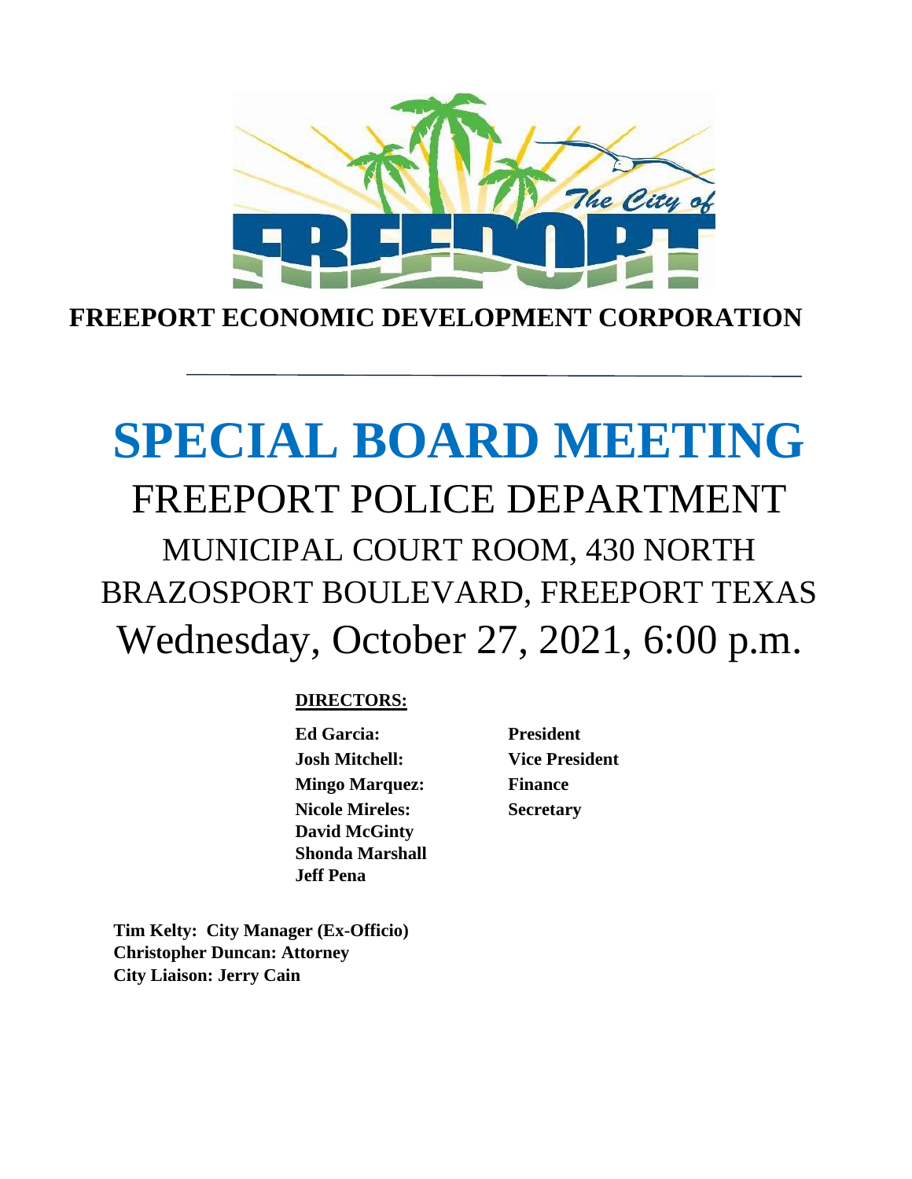# FREEPORT ECONOMIC DEVELOPMENT CORPORATION

# SPECIAL BOARD MEETING

## FREEPORT POLICE DEPARTMENT

### MUNICIPAL COURT ROOM, 430 NORTH BRAZOSPORT BOULEVARD, FREEPORT TEXAS

### Wednesday, October 27, 2021, 6:00 p.m.

**DIRECTORS:**

| | |
|---|---|
| **Ed Garcia:** | **President** |
| **Josh Mitchell:** | **Vice President** |
| **Mingo Marquez:** | **Finance** |
| **Nicole Mireles:** | **Secretary** |
| **David McGinty** | |
| **Shonda Marshall** | |
| **Jeff Pena** | |

**Tim Kelty: City Manager (Ex-Officio)**
**Christopher Duncan: Attorney**
**City Liaison: Jerry Cain**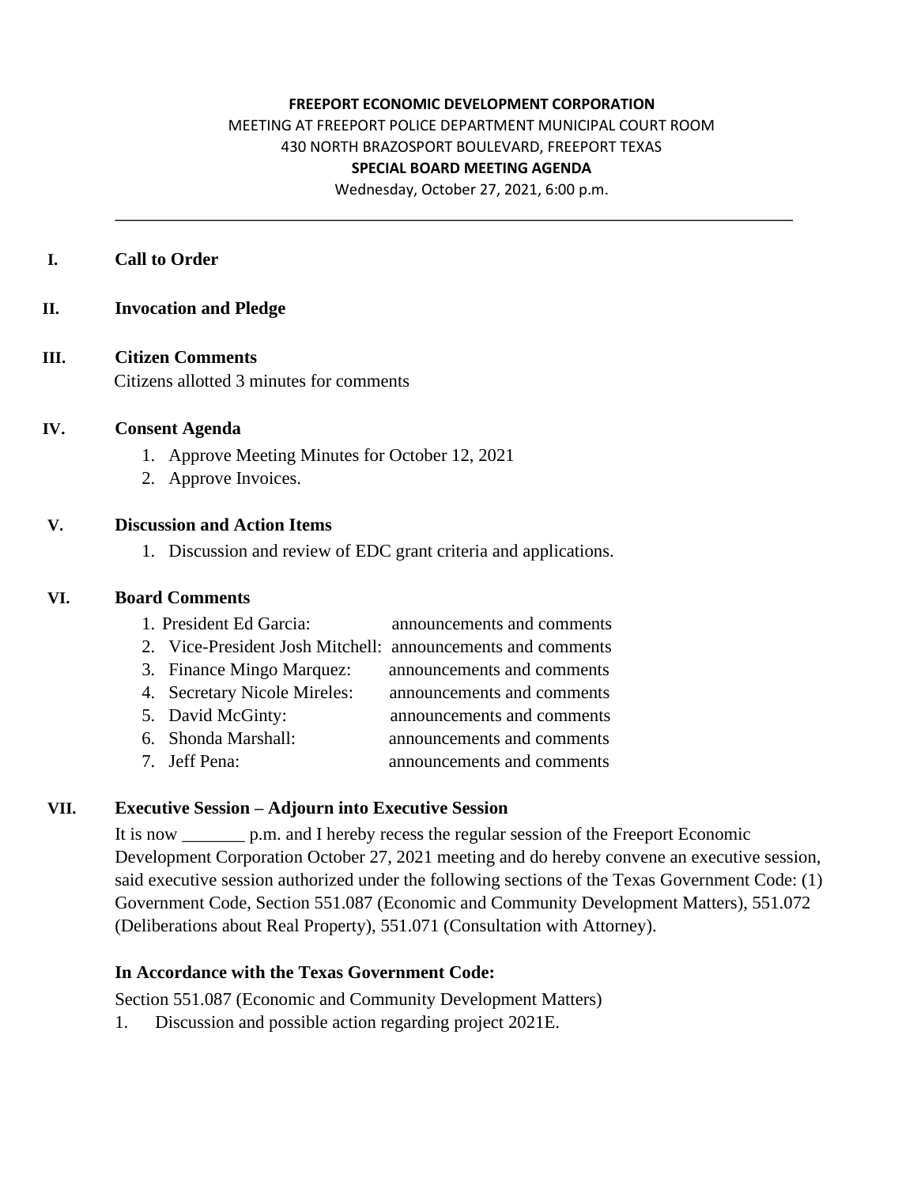**FREEPORT ECONOMIC DEVELOPMENT CORPORATION**
MEETING AT FREEPORT POLICE DEPARTMENT MUNICIPAL COURT ROOM
430 NORTH BRAZOSPORT BOULEVARD, FREEPORT TEXAS
**SPECIAL BOARD MEETING AGENDA**
Wednesday, October 27, 2021, 6:00 p.m.

---

## I. Call to Order

## II. Invocation and Pledge

## III. Citizen Comments

Citizens allotted 3 minutes for comments

## IV. Consent Agenda

1. Approve Meeting Minutes for October 12, 2021
2. Approve Invoices.

## V. Discussion and Action Items

1. Discussion and review of EDC grant criteria and applications.

## VI. Board Comments

1. President Ed Garcia: announcements and comments
2. Vice-President Josh Mitchell: announcements and comments
3. Finance Mingo Marquez: announcements and comments
4. Secretary Nicole Mireles: announcements and comments
5. David McGinty: announcements and comments
6. Shonda Marshall: announcements and comments
7. Jeff Pena: announcements and comments

## VII. Executive Session – Adjourn into Executive Session

It is now _______ p.m. and I hereby recess the regular session of the Freeport Economic Development Corporation October 27, 2021 meeting and do hereby convene an executive session, said executive session authorized under the following sections of the Texas Government Code: (1) Government Code, Section 551.087 (Economic and Community Development Matters), 551.072 (Deliberations about Real Property), 551.071 (Consultation with Attorney).

**In Accordance with the Texas Government Code:**

Section 551.087 (Economic and Community Development Matters)

1. Discussion and possible action regarding project 2021E.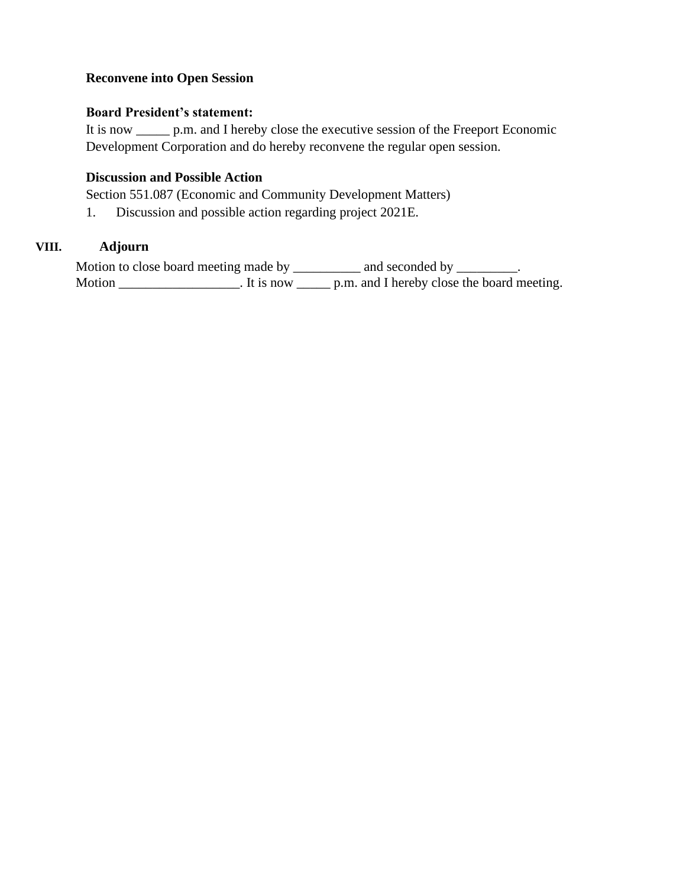**Reconvene into Open Session**

**Board President's statement:**
It is now _____ p.m. and I hereby close the executive session of the Freeport Economic Development Corporation and do hereby reconvene the regular open session.

**Discussion and Possible Action**
Section 551.087 (Economic and Community Development Matters)

1. Discussion and possible action regarding project 2021E.

## VIII. Adjourn

Motion to close board meeting made by __________ and seconded by _________.
Motion __________________. It is now _____ p.m. and I hereby close the board meeting.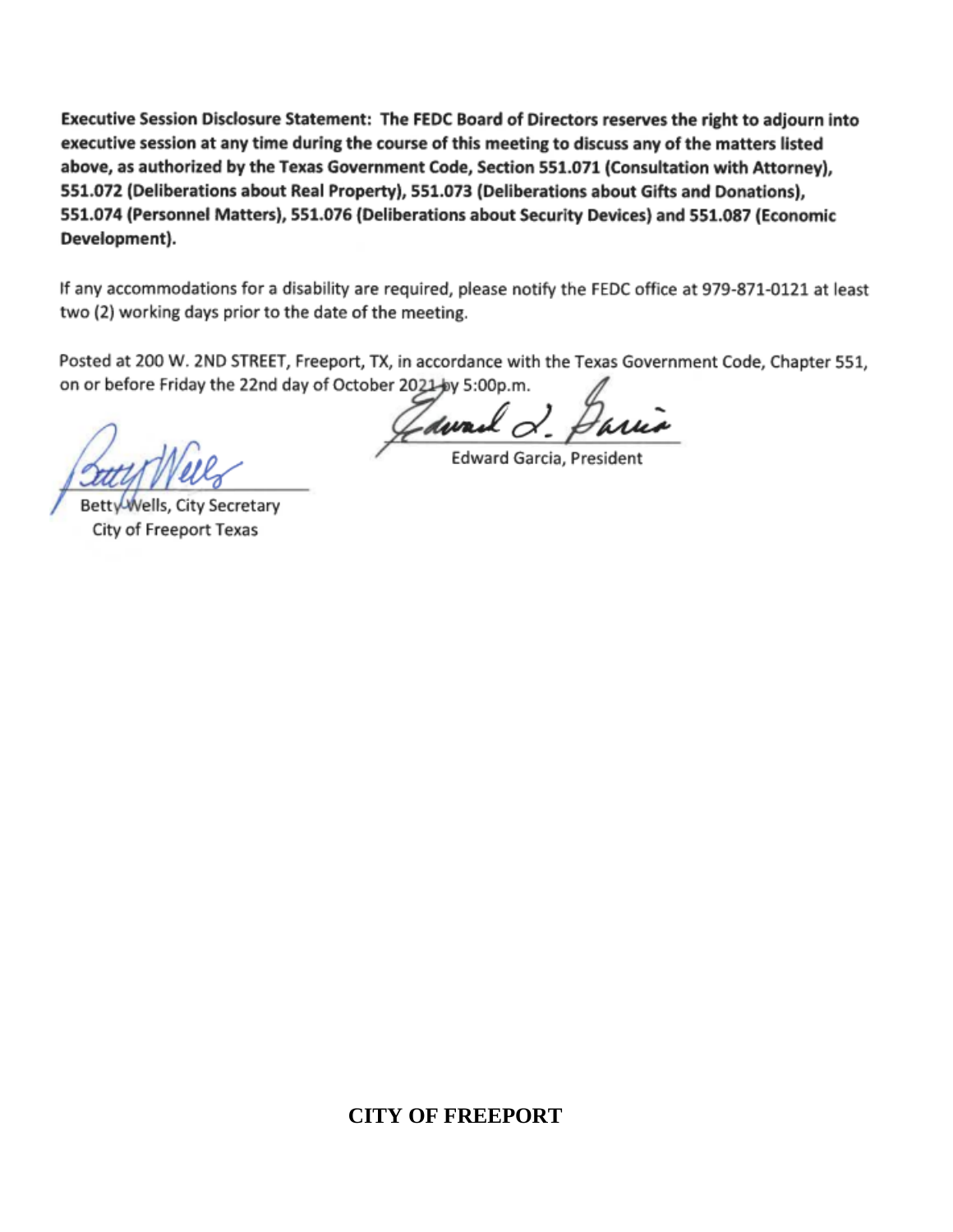**Executive Session Disclosure Statement: The FEDC Board of Directors reserves the right to adjourn into executive session at any time during the course of this meeting to discuss any of the matters listed above, as authorized by the Texas Government Code, Section 551.071 (Consultation with Attorney), 551.072 (Deliberations about Real Property), 551.073 (Deliberations about Gifts and Donations), 551.074 (Personnel Matters), 551.076 (Deliberations about Security Devices) and 551.087 (Economic Development).**

If any accommodations for a disability are required, please notify the FEDC office at 979-871-0121 at least two (2) working days prior to the date of the meeting.

Posted at 200 W. 2ND STREET, Freeport, TX, in accordance with the Texas Government Code, Chapter 551, on or before Friday the 22nd day of October 2021 by 5:00p.m.

Edward Garcia, President

Betty Wells, City Secretary
City of Freeport Texas

**CITY OF FREEPORT**